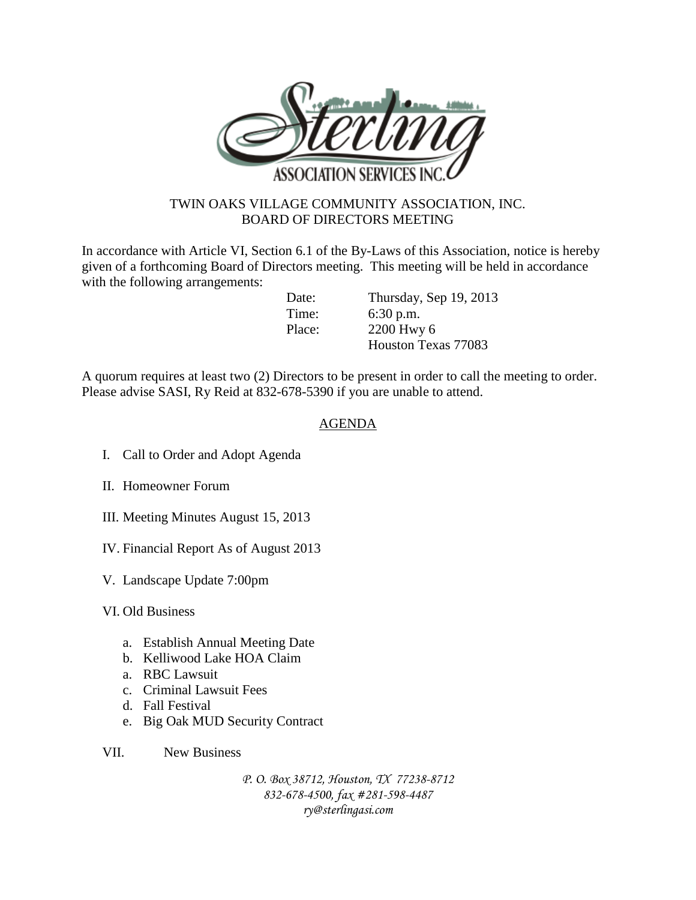Sterling
ASSOCIATION SERVICES INC.

TWIN OAKS VILLAGE COMMUNITY ASSOCIATION, INC.
BOARD OF DIRECTORS MEETING

In accordance with Article VI, Section 6.1 of the By-Laws of this Association, notice is hereby given of a forthcoming Board of Directors meeting. This meeting will be held in accordance with the following arrangements:

| | |
|---|---|
| Date: | Thursday, Sep 19, 2013 |
| Time: | 6:30 p.m. |
| Place: | 2200 Hwy 6<br>Houston Texas 77083 |

A quorum requires at least two (2) Directors to be present in order to call the meeting to order. Please advise SASI, Ry Reid at 832-678-5390 if you are unable to attend.

## AGENDA

I. Call to Order and Adopt Agenda

II. Homeowner Forum

III. Meeting Minutes August 15, 2013

IV. Financial Report As of August 2013

V. Landscape Update 7:00pm

VI. Old Business

   a. Establish Annual Meeting Date
   b. Kelliwood Lake HOA Claim
   a. RBC Lawsuit
   c. Criminal Lawsuit Fees
   d. Fall Festival
   e. Big Oak MUD Security Contract

VII. New Business

*P. O. Box 38712, Houston, TX 77238-8712*
*832-678-4500, fax #281-598-4487*
*ry@sterlingasi.com*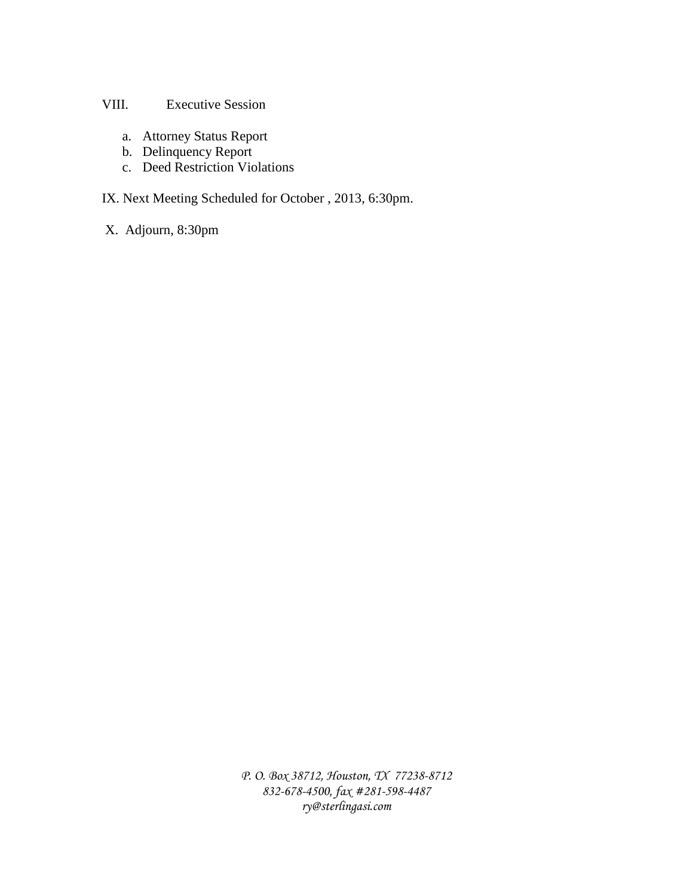VIII. Executive Session

a. Attorney Status Report
b. Delinquency Report
c. Deed Restriction Violations

IX. Next Meeting Scheduled for October , 2013, 6:30pm.

X. Adjourn, 8:30pm

*P. O. Box 38712, Houston, TX 77238-8712*
*832-678-4500, fax #281-598-4487*
*ry@sterlingasi.com*